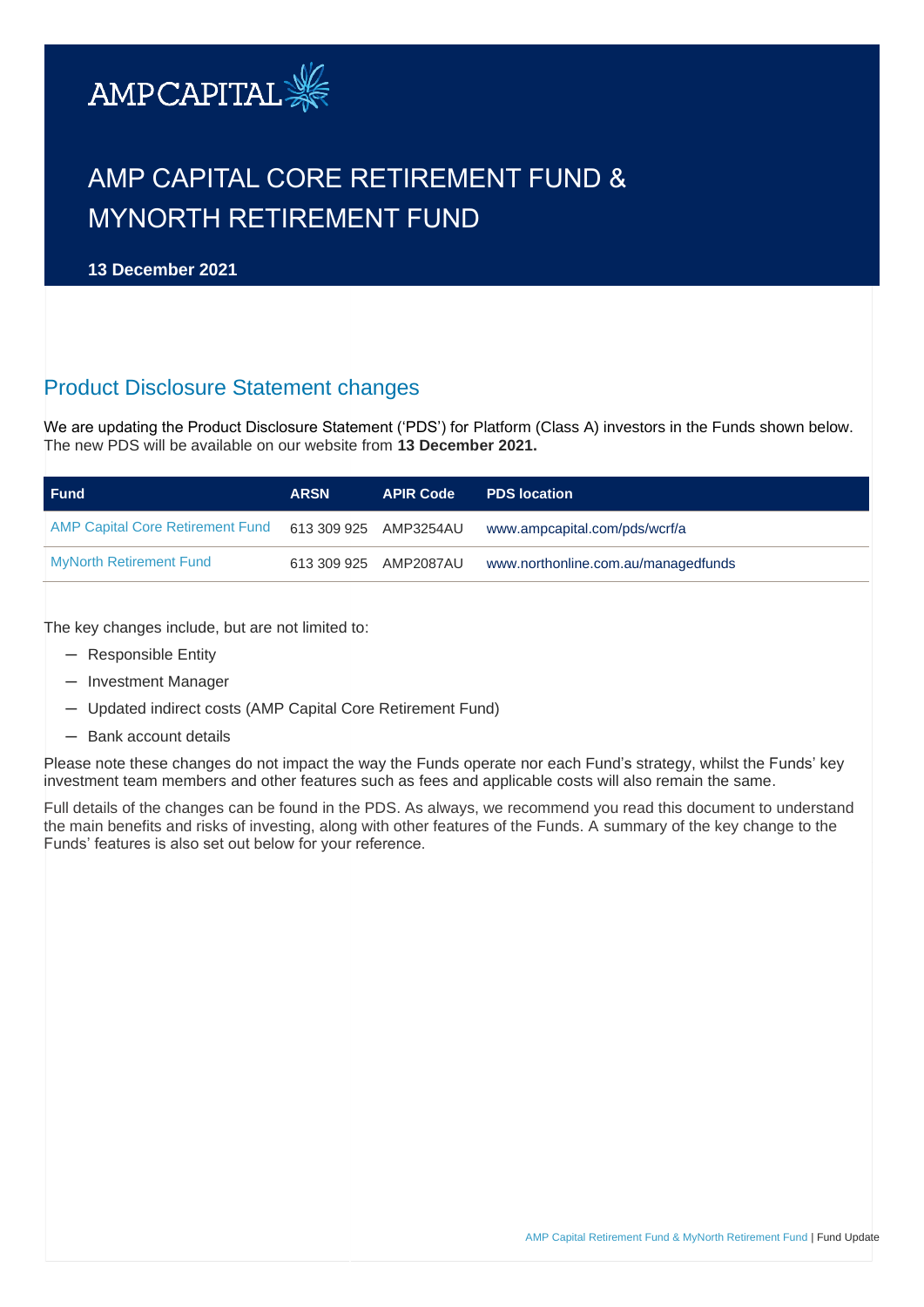AMPCAPITAL

# AMP CAPITAL CORE RETIREMENT FUND & MYNORTH RETIREMENT FUND

**13 December 2021**

## Product Disclosure Statement changes

We are updating the Product Disclosure Statement ('PDS') for Platform (Class A) investors in the Funds shown below. The new PDS will be available on our website from **13 December 2021.**

| Fund | ARSN | APIR Code | PDS location |
| --- | --- | --- | --- |
| AMP Capital Core Retirement Fund | 613 309 925 | AMP3254AU | www.ampcapital.com/pds/wcrf/a |
| MyNorth Retirement Fund | 613 309 925 | AMP2087AU | www.northonline.com.au/managedfunds |

The key changes include, but are not limited to:

- Responsible Entity
- Investment Manager
- Updated indirect costs (AMP Capital Core Retirement Fund)
- Bank account details

Please note these changes do not impact the way the Funds operate nor each Fund's strategy, whilst the Funds' key investment team members and other features such as fees and applicable costs will also remain the same.

Full details of the changes can be found in the PDS. As always, we recommend you read this document to understand the main benefits and risks of investing, along with other features of the Funds. A summary of the key change to the Funds' features is also set out below for your reference.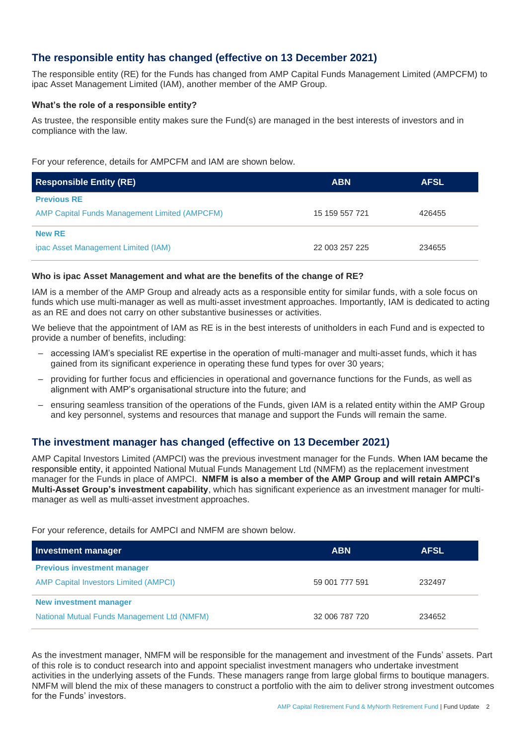## The responsible entity has changed (effective on 13 December 2021)

The responsible entity (RE) for the Funds has changed from AMP Capital Funds Management Limited (AMPCFM) to ipac Asset Management Limited (IAM), another member of the AMP Group.

### What's the role of a responsible entity?

As trustee, the responsible entity makes sure the Fund(s) are managed in the best interests of investors and in compliance with the law.

For your reference, details for AMPCFM and IAM are shown below.

| Responsible Entity (RE) | ABN | AFSL |
|---|---|---|
| **Previous RE** | | |
| AMP Capital Funds Management Limited (AMPCFM) | 15 159 557 721 | 426455 |
| **New RE** | | |
| ipac Asset Management Limited (IAM) | 22 003 257 225 | 234655 |

### Who is ipac Asset Management and what are the benefits of the change of RE?

IAM is a member of the AMP Group and already acts as a responsible entity for similar funds, with a sole focus on funds which use multi-manager as well as multi-asset investment approaches. Importantly, IAM is dedicated to acting as an RE and does not carry on other substantive businesses or activities.

We believe that the appointment of IAM as RE is in the best interests of unitholders in each Fund and is expected to provide a number of benefits, including:

- accessing IAM's specialist RE expertise in the operation of multi-manager and multi-asset funds, which it has gained from its significant experience in operating these fund types for over 30 years;
- providing for further focus and efficiencies in operational and governance functions for the Funds, as well as alignment with AMP's organisational structure into the future; and
- ensuring seamless transition of the operations of the Funds, given IAM is a related entity within the AMP Group and key personnel, systems and resources that manage and support the Funds will remain the same.

## The investment manager has changed (effective on 13 December 2021)

AMP Capital Investors Limited (AMPCI) was the previous investment manager for the Funds. When IAM became the responsible entity, it appointed National Mutual Funds Management Ltd (NMFM) as the replacement investment manager for the Funds in place of AMPCI. **NMFM is also a member of the AMP Group and will retain AMPCI's Multi-Asset Group's investment capability**, which has significant experience as an investment manager for multi-manager as well as multi-asset investment approaches.

For your reference, details for AMPCI and NMFM are shown below.

| Investment manager | ABN | AFSL |
|---|---|---|
| **Previous investment manager** | | |
| AMP Capital Investors Limited (AMPCI) | 59 001 777 591 | 232497 |
| **New investment manager** | | |
| National Mutual Funds Management Ltd (NMFM) | 32 006 787 720 | 234652 |

As the investment manager, NMFM will be responsible for the management and investment of the Funds' assets. Part of this role is to conduct research into and appoint specialist investment managers who undertake investment activities in the underlying assets of the Funds. These managers range from large global firms to boutique managers. NMFM will blend the mix of these managers to construct a portfolio with the aim to deliver strong investment outcomes for the Funds' investors.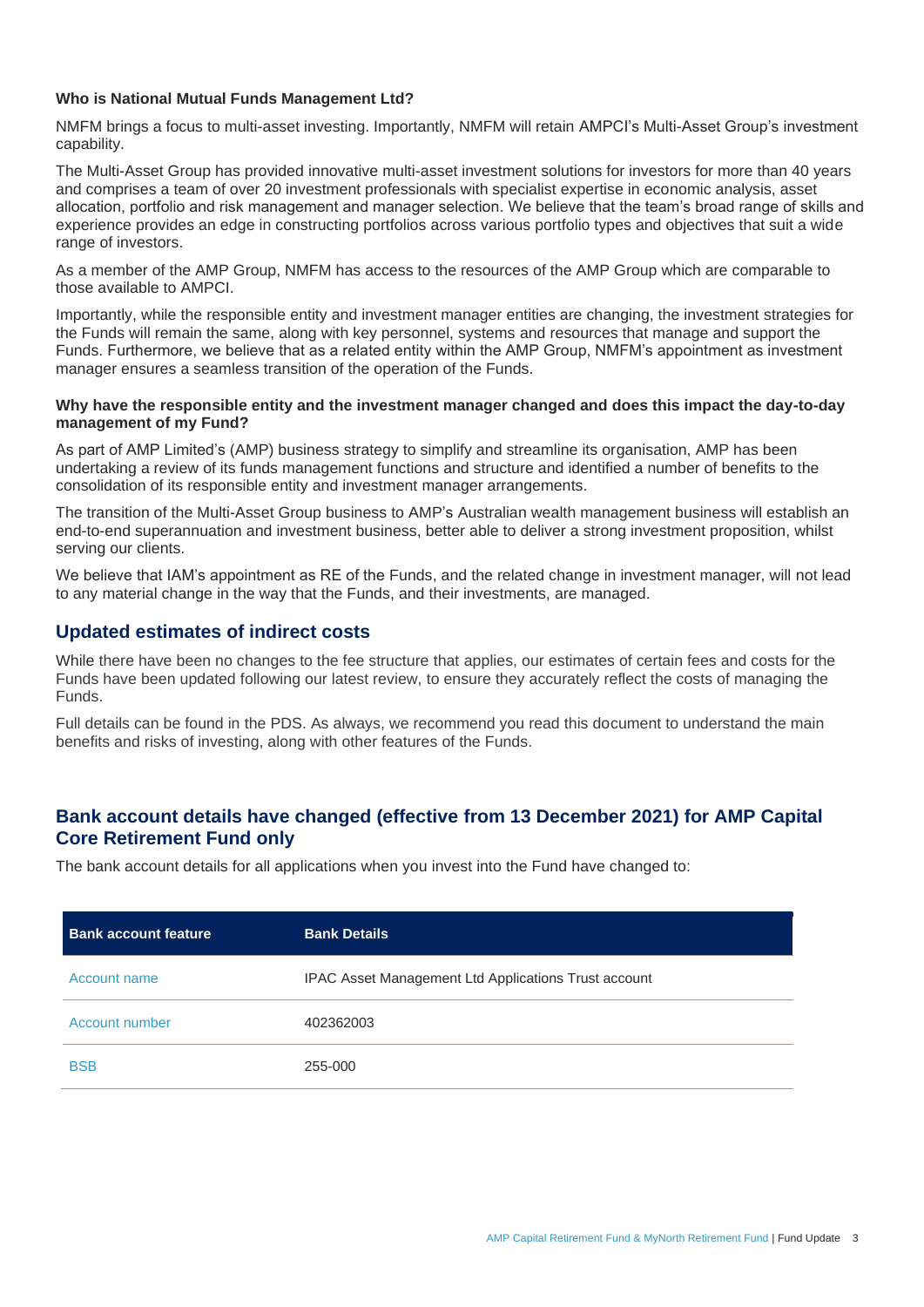**Who is National Mutual Funds Management Ltd?**

NMFM brings a focus to multi-asset investing. Importantly, NMFM will retain AMPCI's Multi-Asset Group's investment capability.

The Multi-Asset Group has provided innovative multi-asset investment solutions for investors for more than 40 years and comprises a team of over 20 investment professionals with specialist expertise in economic analysis, asset allocation, portfolio and risk management and manager selection. We believe that the team's broad range of skills and experience provides an edge in constructing portfolios across various portfolio types and objectives that suit a wide range of investors.

As a member of the AMP Group, NMFM has access to the resources of the AMP Group which are comparable to those available to AMPCI.

Importantly, while the responsible entity and investment manager entities are changing, the investment strategies for the Funds will remain the same, along with key personnel, systems and resources that manage and support the Funds. Furthermore, we believe that as a related entity within the AMP Group, NMFM's appointment as investment manager ensures a seamless transition of the operation of the Funds.

**Why have the responsible entity and the investment manager changed and does this impact the day-to-day management of my Fund?**

As part of AMP Limited's (AMP) business strategy to simplify and streamline its organisation, AMP has been undertaking a review of its funds management functions and structure and identified a number of benefits to the consolidation of its responsible entity and investment manager arrangements.

The transition of the Multi-Asset Group business to AMP's Australian wealth management business will establish an end-to-end superannuation and investment business, better able to deliver a strong investment proposition, whilst serving our clients.

We believe that IAM's appointment as RE of the Funds, and the related change in investment manager, will not lead to any material change in the way that the Funds, and their investments, are managed.

## Updated estimates of indirect costs

While there have been no changes to the fee structure that applies, our estimates of certain fees and costs for the Funds have been updated following our latest review, to ensure they accurately reflect the costs of managing the Funds.

Full details can be found in the PDS. As always, we recommend you read this document to understand the main benefits and risks of investing, along with other features of the Funds.

## Bank account details have changed (effective from 13 December 2021) for AMP Capital Core Retirement Fund only

The bank account details for all applications when you invest into the Fund have changed to:

| Bank account feature | Bank Details |
| --- | --- |
| Account name | IPAC Asset Management Ltd Applications Trust account |
| Account number | 402362003 |
| BSB | 255-000 |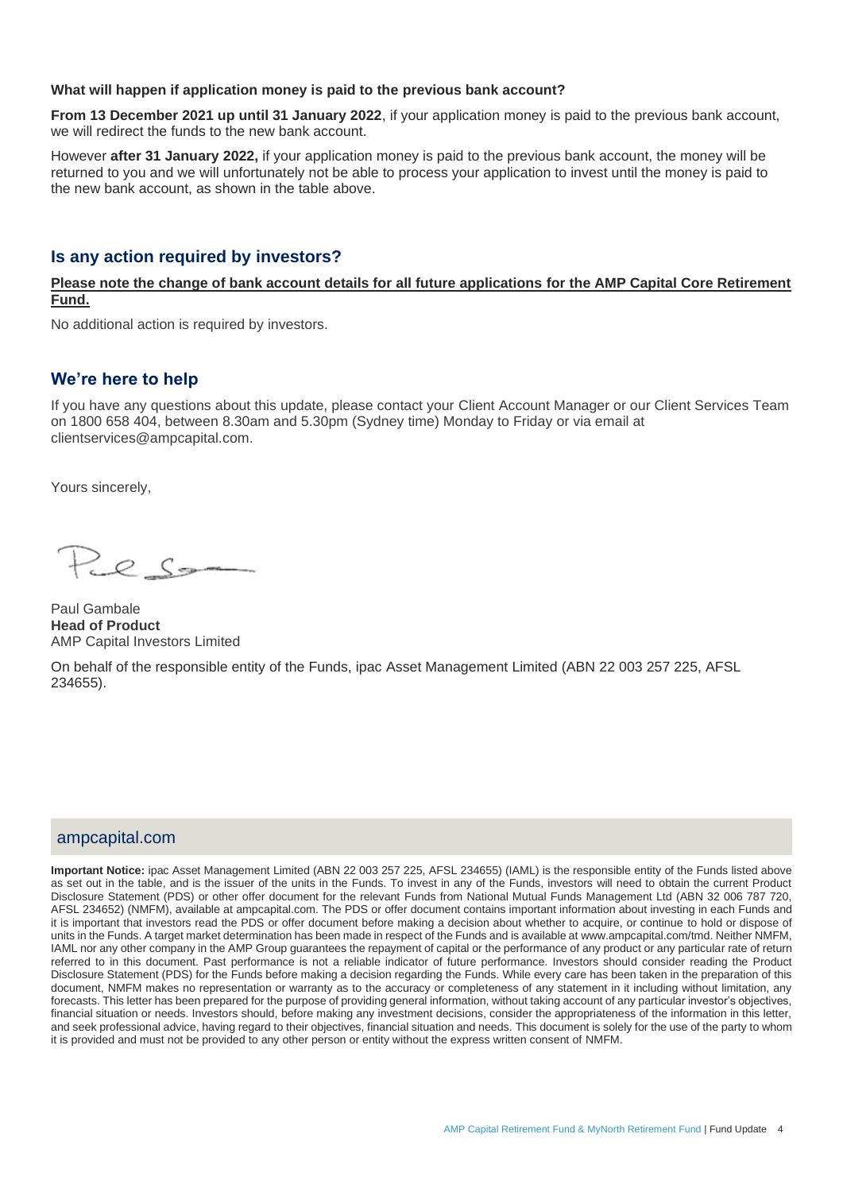**What will happen if application money is paid to the previous bank account?**

**From 13 December 2021 up until 31 January 2022**, if your application money is paid to the previous bank account, we will redirect the funds to the new bank account.

However **after 31 January 2022,** if your application money is paid to the previous bank account, the money will be returned to you and we will unfortunately not be able to process your application to invest until the money is paid to the new bank account, as shown in the table above.

## Is any action required by investors?

**Please note the change of bank account details for all future applications for the AMP Capital Core Retirement Fund.**

No additional action is required by investors.

## We're here to help

If you have any questions about this update, please contact your Client Account Manager or our Client Services Team on 1800 658 404, between 8.30am and 5.30pm (Sydney time) Monday to Friday or via email at clientservices@ampcapital.com.

Yours sincerely,

Paul Gambale
**Head of Product**
AMP Capital Investors Limited

On behalf of the responsible entity of the Funds, ipac Asset Management Limited (ABN 22 003 257 225, AFSL 234655).

ampcapital.com

**Important Notice:** ipac Asset Management Limited (ABN 22 003 257 225, AFSL 234655) (IAML) is the responsible entity of the Funds listed above as set out in the table, and is the issuer of the units in the Funds. To invest in any of the Funds, investors will need to obtain the current Product Disclosure Statement (PDS) or other offer document for the relevant Funds from National Mutual Funds Management Ltd (ABN 32 006 787 720, AFSL 234652) (NMFM), available at ampcapital.com. The PDS or offer document contains important information about investing in each Funds and it is important that investors read the PDS or offer document before making a decision about whether to acquire, or continue to hold or dispose of units in the Funds. A target market determination has been made in respect of the Funds and is available at www.ampcapital.com/tmd. Neither NMFM, IAML nor any other company in the AMP Group guarantees the repayment of capital or the performance of any product or any particular rate of return referred to in this document. Past performance is not a reliable indicator of future performance. Investors should consider reading the Product Disclosure Statement (PDS) for the Funds before making a decision regarding the Funds. While every care has been taken in the preparation of this document, NMFM makes no representation or warranty as to the accuracy or completeness of any statement in it including without limitation, any forecasts. This letter has been prepared for the purpose of providing general information, without taking account of any particular investor's objectives, financial situation or needs. Investors should, before making any investment decisions, consider the appropriateness of the information in this letter, and seek professional advice, having regard to their objectives, financial situation and needs. This document is solely for the use of the party to whom it is provided and must not be provided to any other person or entity without the express written consent of NMFM.